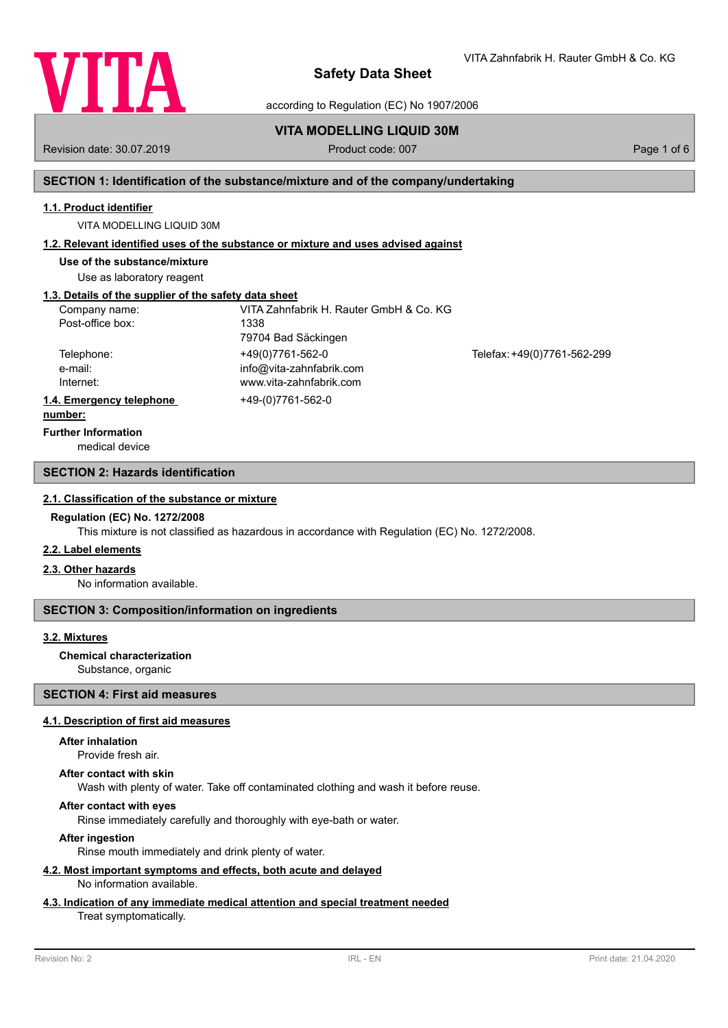# Safety Data Sheet

according to Regulation (EC) No 1907/2006

VITA Zahnfabrik H. Rauter GmbH & Co. KG

**VITA MODELLING LIQUID 30M**

Revision date: 30.07.2019 | Product code: 007

## SECTION 1: Identification of the substance/mixture and of the company/undertaking

### 1.1. Product identifier

VITA MODELLING LIQUID 30M

### 1.2. Relevant identified uses of the substance or mixture and uses advised against

**Use of the substance/mixture**

Use as laboratory reagent

### 1.3. Details of the supplier of the safety data sheet

| | | |
|---|---|---|
| Company name: | VITA Zahnfabrik H. Rauter GmbH & Co. KG | |
| Post-office box: | 1338 | |
| | 79704 Bad Säckingen | |
| Telephone: | +49(0)7761-562-0 | Telefax: +49(0)7761-562-299 |
| e-mail: | info@vita-zahnfabrik.com | |
| Internet: | www.vita-zahnfabrik.com | |

### 1.4. Emergency telephone number:

+49-(0)7761-562-0

**Further Information**

medical device

## SECTION 2: Hazards identification

### 2.1. Classification of the substance or mixture

**Regulation (EC) No. 1272/2008**

This mixture is not classified as hazardous in accordance with Regulation (EC) No. 1272/2008.

### 2.2. Label elements

### 2.3. Other hazards

No information available.

## SECTION 3: Composition/information on ingredients

### 3.2. Mixtures

**Chemical characterization**

Substance, organic

## SECTION 4: First aid measures

### 4.1. Description of first aid measures

**After inhalation**

Provide fresh air.

**After contact with skin**

Wash with plenty of water. Take off contaminated clothing and wash it before reuse.

**After contact with eyes**

Rinse immediately carefully and thoroughly with eye-bath or water.

**After ingestion**

Rinse mouth immediately and drink plenty of water.

### 4.2. Most important symptoms and effects, both acute and delayed

No information available.

### 4.3. Indication of any immediate medical attention and special treatment needed

Treat symptomatically.

Revision No: 2 | IRL - EN | Print date: 21.04.2020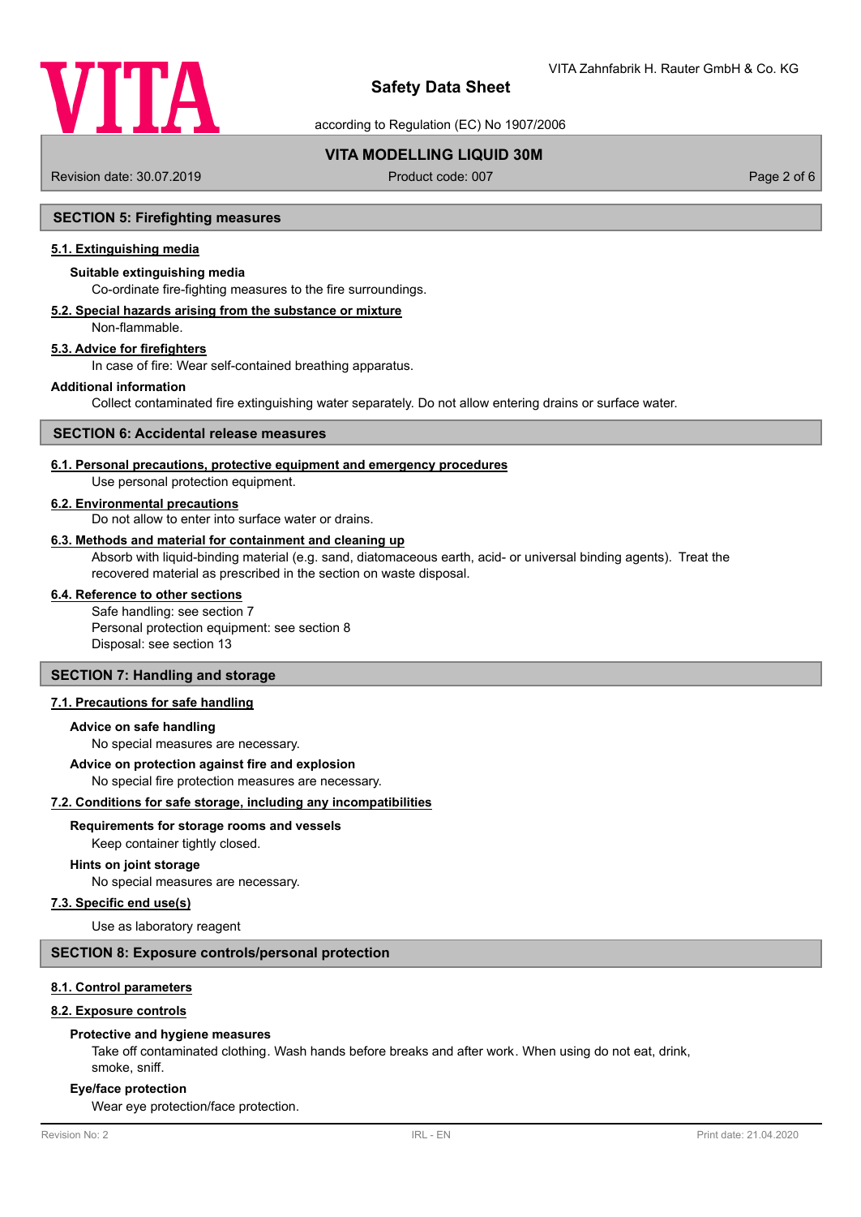## SECTION 5: Firefighting measures

### 5.1. Extinguishing media

**Suitable extinguishing media**

Co-ordinate fire-fighting measures to the fire surroundings.

### 5.2. Special hazards arising from the substance or mixture

Non-flammable.

### 5.3. Advice for firefighters

In case of fire: Wear self-contained breathing apparatus.

**Additional information**

Collect contaminated fire extinguishing water separately. Do not allow entering drains or surface water.

## SECTION 6: Accidental release measures

### 6.1. Personal precautions, protective equipment and emergency procedures

Use personal protection equipment.

### 6.2. Environmental precautions

Do not allow to enter into surface water or drains.

### 6.3. Methods and material for containment and cleaning up

Absorb with liquid-binding material (e.g. sand, diatomaceous earth, acid- or universal binding agents). Treat the recovered material as prescribed in the section on waste disposal.

### 6.4. Reference to other sections

Safe handling: see section 7
Personal protection equipment: see section 8
Disposal: see section 13

## SECTION 7: Handling and storage

### 7.1. Precautions for safe handling

**Advice on safe handling**

No special measures are necessary.

**Advice on protection against fire and explosion**

No special fire protection measures are necessary.

### 7.2. Conditions for safe storage, including any incompatibilities

**Requirements for storage rooms and vessels**

Keep container tightly closed.

**Hints on joint storage**

No special measures are necessary.

### 7.3. Specific end use(s)

Use as laboratory reagent

## SECTION 8: Exposure controls/personal protection

### 8.1. Control parameters

### 8.2. Exposure controls

**Protective and hygiene measures**

Take off contaminated clothing. Wash hands before breaks and after work. When using do not eat, drink, smoke, sniff.

**Eye/face protection**

Wear eye protection/face protection.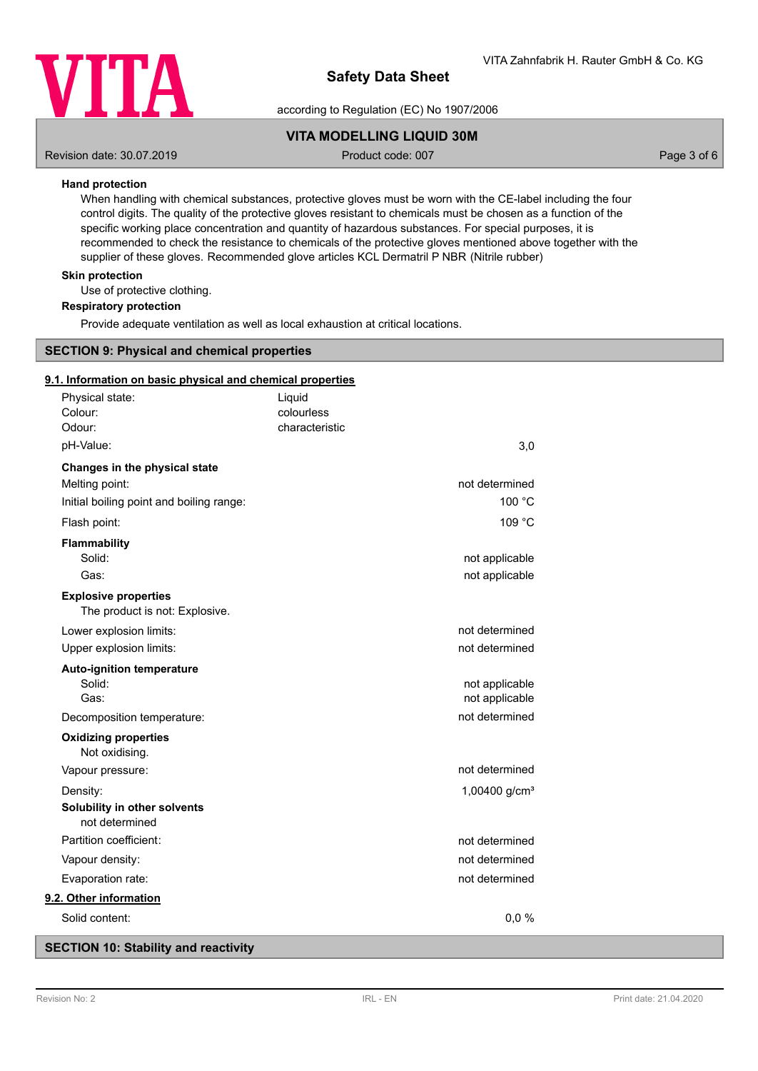**Hand protection**

When handling with chemical substances, protective gloves must be worn with the CE-label including the four control digits. The quality of the protective gloves resistant to chemicals must be chosen as a function of the specific working place concentration and quantity of hazardous substances. For special purposes, it is recommended to check the resistance to chemicals of the protective gloves mentioned above together with the supplier of these gloves. Recommended glove articles KCL Dermatril P NBR (Nitrile rubber)

**Skin protection**

Use of protective clothing.

**Respiratory protection**

Provide adequate ventilation as well as local exhaustion at critical locations.

## SECTION 9: Physical and chemical properties

### 9.1. Information on basic physical and chemical properties

| | | |
|---|---|---|
| Physical state: | Liquid | |
| Colour: | colourless | |
| Odour: | characteristic | |
| pH-Value: | | 3,0 |

**Changes in the physical state**

| | |
|---|---|
| Melting point: | not determined |
| Initial boiling point and boiling range: | 100 °C |
| Flash point: | 109 °C |

**Flammability**

| | |
|---|---|
| Solid: | not applicable |
| Gas: | not applicable |

**Explosive properties**

The product is not: Explosive.

| | |
|---|---|
| Lower explosion limits: | not determined |
| Upper explosion limits: | not determined |

**Auto-ignition temperature**

| | |
|---|---|
| Solid: | not applicable |
| Gas: | not applicable |
| Decomposition temperature: | not determined |

**Oxidizing properties**

Not oxidising.

| | |
|---|---|
| Vapour pressure: | not determined |
| Density: | 1,00400 g/cm³ |

**Solubility in other solvents**

not determined

| | |
|---|---|
| Partition coefficient: | not determined |
| Vapour density: | not determined |
| Evaporation rate: | not determined |

### 9.2. Other information

| | |
|---|---|
| Solid content: | 0,0 % |

## SECTION 10: Stability and reactivity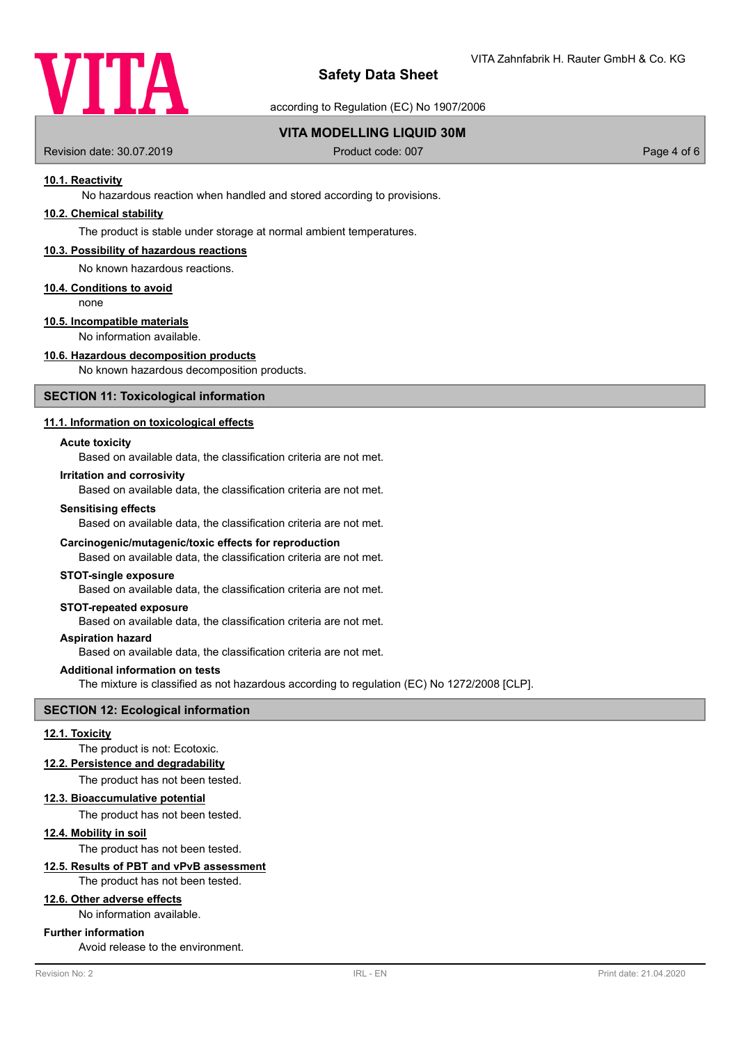### 10.1. Reactivity

No hazardous reaction when handled and stored according to provisions.

### 10.2. Chemical stability

The product is stable under storage at normal ambient temperatures.

### 10.3. Possibility of hazardous reactions

No known hazardous reactions.

### 10.4. Conditions to avoid

none

### 10.5. Incompatible materials

No information available.

### 10.6. Hazardous decomposition products

No known hazardous decomposition products.

## SECTION 11: Toxicological information

### 11.1. Information on toxicological effects

**Acute toxicity**

Based on available data, the classification criteria are not met.

**Irritation and corrosivity**

Based on available data, the classification criteria are not met.

**Sensitising effects**

Based on available data, the classification criteria are not met.

**Carcinogenic/mutagenic/toxic effects for reproduction**

Based on available data, the classification criteria are not met.

**STOT-single exposure**

Based on available data, the classification criteria are not met.

**STOT-repeated exposure**

Based on available data, the classification criteria are not met.

**Aspiration hazard**

Based on available data, the classification criteria are not met.

**Additional information on tests**

The mixture is classified as not hazardous according to regulation (EC) No 1272/2008 [CLP].

## SECTION 12: Ecological information

### 12.1. Toxicity

The product is not: Ecotoxic.

### 12.2. Persistence and degradability

The product has not been tested.

### 12.3. Bioaccumulative potential

The product has not been tested.

### 12.4. Mobility in soil

The product has not been tested.

### 12.5. Results of PBT and vPvB assessment

The product has not been tested.

### 12.6. Other adverse effects

No information available.

**Further information**

Avoid release to the environment.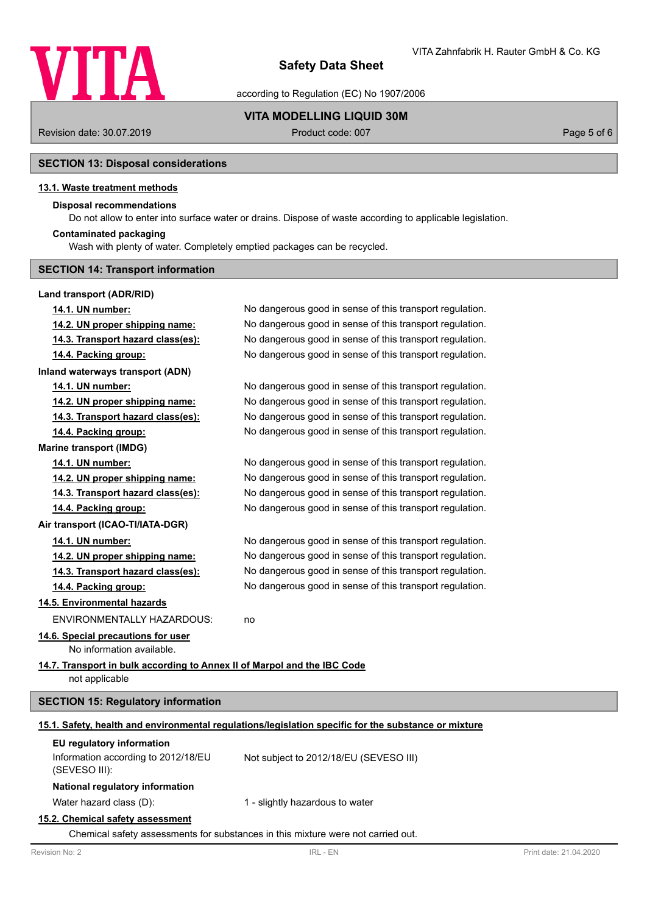## SECTION 13: Disposal considerations

### 13.1. Waste treatment methods

**Disposal recommendations**

Do not allow to enter into surface water or drains. Dispose of waste according to applicable legislation.

**Contaminated packaging**

Wash with plenty of water. Completely emptied packages can be recycled.

## SECTION 14: Transport information

**Land transport (ADR/RID)**

| | |
|---|---|
| **14.1. UN number:** | No dangerous good in sense of this transport regulation. |
| **14.2. UN proper shipping name:** | No dangerous good in sense of this transport regulation. |
| **14.3. Transport hazard class(es):** | No dangerous good in sense of this transport regulation. |
| **14.4. Packing group:** | No dangerous good in sense of this transport regulation. |

**Inland waterways transport (ADN)**

| | |
|---|---|
| **14.1. UN number:** | No dangerous good in sense of this transport regulation. |
| **14.2. UN proper shipping name:** | No dangerous good in sense of this transport regulation. |
| **14.3. Transport hazard class(es):** | No dangerous good in sense of this transport regulation. |
| **14.4. Packing group:** | No dangerous good in sense of this transport regulation. |

**Marine transport (IMDG)**

| | |
|---|---|
| **14.1. UN number:** | No dangerous good in sense of this transport regulation. |
| **14.2. UN proper shipping name:** | No dangerous good in sense of this transport regulation. |
| **14.3. Transport hazard class(es):** | No dangerous good in sense of this transport regulation. |
| **14.4. Packing group:** | No dangerous good in sense of this transport regulation. |

**Air transport (ICAO-TI/IATA-DGR)**

| | |
|---|---|
| **14.1. UN number:** | No dangerous good in sense of this transport regulation. |
| **14.2. UN proper shipping name:** | No dangerous good in sense of this transport regulation. |
| **14.3. Transport hazard class(es):** | No dangerous good in sense of this transport regulation. |
| **14.4. Packing group:** | No dangerous good in sense of this transport regulation. |

### 14.5. Environmental hazards

ENVIRONMENTALLY HAZARDOUS: no

### 14.6. Special precautions for user

No information available.

### 14.7. Transport in bulk according to Annex II of Marpol and the IBC Code

not applicable

## SECTION 15: Regulatory information

### 15.1. Safety, health and environmental regulations/legislation specific for the substance or mixture

**EU regulatory information**

| | |
|---|---|
| Information according to 2012/18/EU (SEVESO III): | Not subject to 2012/18/EU (SEVESO III) |

**National regulatory information**

| | |
|---|---|
| Water hazard class (D): | 1 - slightly hazardous to water |

### 15.2. Chemical safety assessment

Chemical safety assessments for substances in this mixture were not carried out.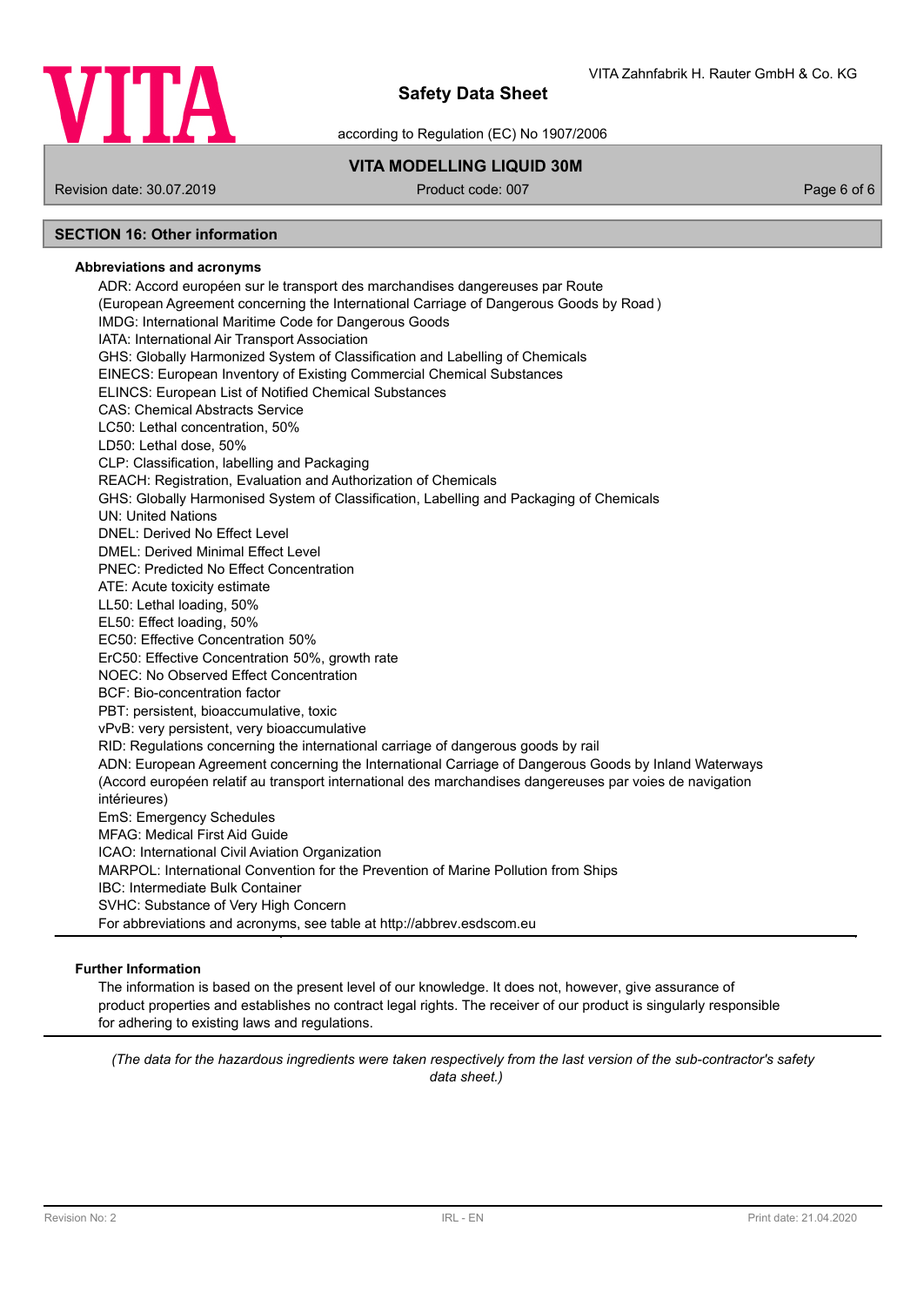## SECTION 16: Other information

### Abbreviations and acronyms

ADR: Accord européen sur le transport des marchandises dangereuses par Route
(European Agreement concerning the International Carriage of Dangerous Goods by Road )
IMDG: International Maritime Code for Dangerous Goods
IATA: International Air Transport Association
GHS: Globally Harmonized System of Classification and Labelling of Chemicals
EINECS: European Inventory of Existing Commercial Chemical Substances
ELINCS: European List of Notified Chemical Substances
CAS: Chemical Abstracts Service
LC50: Lethal concentration, 50%
LD50: Lethal dose, 50%
CLP: Classification, labelling and Packaging
REACH: Registration, Evaluation and Authorization of Chemicals
GHS: Globally Harmonised System of Classification, Labelling and Packaging of Chemicals
UN: United Nations
DNEL: Derived No Effect Level
DMEL: Derived Minimal Effect Level
PNEC: Predicted No Effect Concentration
ATE: Acute toxicity estimate
LL50: Lethal loading, 50%
EL50: Effect loading, 50%
EC50: Effective Concentration 50%
ErC50: Effective Concentration 50%, growth rate
NOEC: No Observed Effect Concentration
BCF: Bio-concentration factor
PBT: persistent, bioaccumulative, toxic
vPvB: very persistent, very bioaccumulative
RID: Regulations concerning the international carriage of dangerous goods by rail
ADN: European Agreement concerning the International Carriage of Dangerous Goods by Inland Waterways
(Accord européen relatif au transport international des marchandises dangereuses par voies de navigation intérieures)
EmS: Emergency Schedules
MFAG: Medical First Aid Guide
ICAO: International Civil Aviation Organization
MARPOL: International Convention for the Prevention of Marine Pollution from Ships
IBC: Intermediate Bulk Container
SVHC: Substance of Very High Concern
For abbreviations and acronyms, see table at http://abbrev.esdscom.eu

### Further Information

The information is based on the present level of our knowledge. It does not, however, give assurance of product properties and establishes no contract legal rights. The receiver of our product is singularly responsible for adhering to existing laws and regulations.

*(The data for the hazardous ingredients were taken respectively from the last version of the sub-contractor's safety data sheet.)*